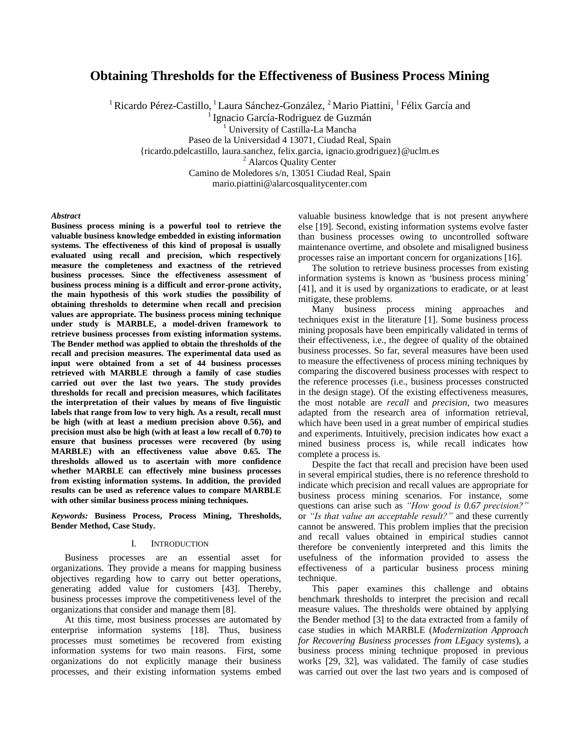# Obtaining Thresholds for the Effectiveness of Business Process Mining

[1] Ricardo Pérez-Castillo, [1] Laura Sánchez-González, [2] Mario Piattini, [1] Félix García and [1] Ignacio García-Rodriguez de Guzmán

[1] University of Castilla-La Mancha
Paseo de la Universidad 4 13071, Ciudad Real, Spain
{ricardo.pdelcastillo, laura.sanchez, felix.garcia, ignacio.grodriguez}@uclm.es

[2] Alarcos Quality Center
Camino de Moledores s/n, 13051 Ciudad Real, Spain
mario.piattini@alarcosqualitycenter.com

***Abstract***

**Business process mining is a powerful tool to retrieve the valuable business knowledge embedded in existing information systems. The effectiveness of this kind of proposal is usually evaluated using recall and precision, which respectively measure the completeness and exactness of the retrieved business processes. Since the effectiveness assessment of business process mining is a difficult and error-prone activity, the main hypothesis of this work studies the possibility of obtaining thresholds to determine when recall and precision values are appropriate. The business process mining technique under study is MARBLE, a model-driven framework to retrieve business processes from existing information systems. The Bender method was applied to obtain the thresholds of the recall and precision measures. The experimental data used as input were obtained from a set of 44 business processes retrieved with MARBLE through a family of case studies carried out over the last two years. The study provides thresholds for recall and precision measures, which facilitates the interpretation of their values by means of five linguistic labels that range from low to very high. As a result, recall must be high (with at least a medium precision above 0.56), and precision must also be high (with at least a low recall of 0.70) to ensure that business processes were recovered (by using MARBLE) with an effectiveness value above 0.65. The thresholds allowed us to ascertain with more confidence whether MARBLE can effectively mine business processes from existing information systems. In addition, the provided results can be used as reference values to compare MARBLE with other similar business process mining techniques.**

***Keywords:*** **Business Process, Process Mining, Thresholds, Bender Method, Case Study.**

## I. Introduction

Business processes are an essential asset for organizations. They provide a means for mapping business objectives regarding how to carry out better operations, generating added value for customers [43]. Thereby, business processes improve the competitiveness level of the organizations that consider and manage them [8].

At this time, most business processes are automated by enterprise information systems [18]. Thus, business processes must sometimes be recovered from existing information systems for two main reasons. First, some organizations do not explicitly manage their business processes, and their existing information systems embed valuable business knowledge that is not present anywhere else [19]. Second, existing information systems evolve faster than business processes owing to uncontrolled software maintenance overtime, and obsolete and misaligned business processes raise an important concern for organizations [16].

The solution to retrieve business processes from existing information systems is known as 'business process mining' [41], and it is used by organizations to eradicate, or at least mitigate, these problems.

Many business process mining approaches and techniques exist in the literature [1]. Some business process mining proposals have been empirically validated in terms of their effectiveness, i.e., the degree of quality of the obtained business processes. So far, several measures have been used to measure the effectiveness of process mining techniques by comparing the discovered business processes with respect to the reference processes (i.e., business processes constructed in the design stage). Of the existing effectiveness measures, the most notable are *recall* and *precision*, two measures adapted from the research area of information retrieval, which have been used in a great number of empirical studies and experiments. Intuitively, precision indicates how exact a mined business process is, while recall indicates how complete a process is.

Despite the fact that recall and precision have been used in several empirical studies, there is no reference threshold to indicate which precision and recall values are appropriate for business process mining scenarios. For instance, some questions can arise such as *"How good is 0.67 precision?"* or *"Is that value an acceptable result?"* and these currently cannot be answered. This problem implies that the precision and recall values obtained in empirical studies cannot therefore be conveniently interpreted and this limits the usefulness of the information provided to assess the effectiveness of a particular business process mining technique.

This paper examines this challenge and obtains benchmark thresholds to interpret the precision and recall measure values. The thresholds were obtained by applying the Bender method [3] to the data extracted from a family of case studies in which MARBLE (*Modernization Approach for Recovering Business processes from LEgacy systems*), a business process mining technique proposed in previous works [29, 32], was validated. The family of case studies was carried out over the last two years and is composed of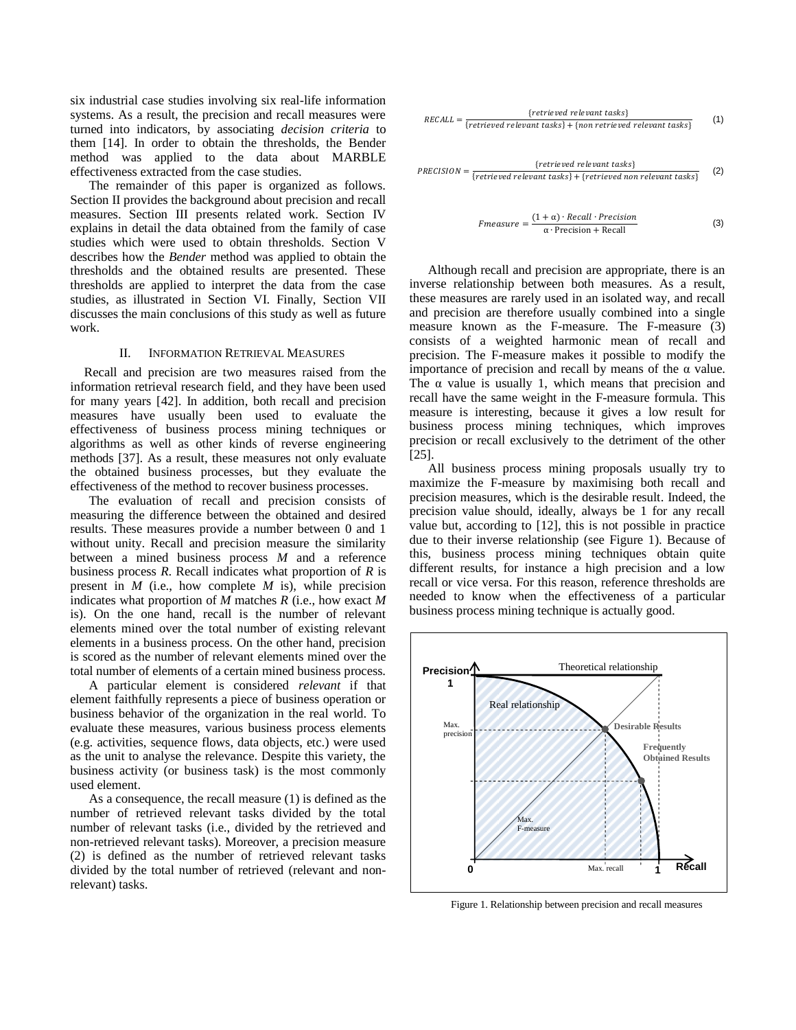six industrial case studies involving six real-life information systems. As a result, the precision and recall measures were turned into indicators, by associating *decision criteria* to them [14]. In order to obtain the thresholds, the Bender method was applied to the data about MARBLE effectiveness extracted from the case studies.

The remainder of this paper is organized as follows. Section II provides the background about precision and recall measures. Section III presents related work. Section IV explains in detail the data obtained from the family of case studies which were used to obtain thresholds. Section V describes how the *Bender* method was applied to obtain the thresholds and the obtained results are presented. These thresholds are applied to interpret the data from the case studies, as illustrated in Section VI. Finally, Section VII discusses the main conclusions of this study as well as future work.

## II. Information Retrieval Measures

Recall and precision are two measures raised from the information retrieval research field, and they have been used for many years [42]. In addition, both recall and precision measures have usually been used to evaluate the effectiveness of business process mining techniques or algorithms as well as other kinds of reverse engineering methods [37]. As a result, these measures not only evaluate the obtained business processes, but they evaluate the effectiveness of the method to recover business processes.

The evaluation of recall and precision consists of measuring the difference between the obtained and desired results. These measures provide a number between 0 and 1 without unity. Recall and precision measure the similarity between a mined business process *M* and a reference business process *R*. Recall indicates what proportion of *R* is present in *M* (i.e., how complete *M* is), while precision indicates what proportion of *M* matches *R* (i.e., how exact *M* is). On the one hand, recall is the number of relevant elements mined over the total number of existing relevant elements in a business process. On the other hand, precision is scored as the number of relevant elements mined over the total number of elements of a certain mined business process.

A particular element is considered *relevant* if that element faithfully represents a piece of business operation or business behavior of the organization in the real world. To evaluate these measures, various business process elements (e.g. activities, sequence flows, data objects, etc.) were used as the unit to analyse the relevance. Despite this variety, the business activity (or business task) is the most commonly used element.

As a consequence, the recall measure (1) is defined as the number of retrieved relevant tasks divided by the total number of relevant tasks (i.e., divided by the retrieved and non-retrieved relevant tasks). Moreover, a precision measure (2) is defined as the number of retrieved relevant tasks divided by the total number of retrieved (relevant and non-relevant) tasks.

$$RECALL = \frac{\{retrieved\ relevant\ tasks\}}{\{retrieved\ relevant\ tasks\} + \{non\ retrieved\ relevant\ tasks\}} \quad (1)$$

$$PRECISION = \frac{\{retrieved\ relevant\ tasks\}}{\{retrieved\ relevant\ tasks\} + \{retrieved\ non\ relevant\ tasks\}} \quad (2)$$

$$Fmeasure = \frac{(1+\alpha)\cdot Recall \cdot Precision}{\alpha \cdot \text{Precision} + \text{Recall}} \quad (3)$$

Although recall and precision are appropriate, there is an inverse relationship between both measures. As a result, these measures are rarely used in an isolated way, and recall and precision are therefore usually combined into a single measure known as the F-measure. The F-measure (3) consists of a weighted harmonic mean of recall and precision. The F-measure makes it possible to modify the importance of precision and recall by means of the α value. The α value is usually 1, which means that precision and recall have the same weight in the F-measure formula. This measure is interesting, because it gives a low result for business process mining techniques, which improves precision or recall exclusively to the detriment of the other [25].

All business process mining proposals usually try to maximize the F-measure by maximising both recall and precision measures, which is the desirable result. Indeed, the precision value should, ideally, always be 1 for any recall value but, according to [12], this is not possible in practice due to their inverse relationship (see Figure 1). Because of this, business process mining techniques obtain quite different results, for instance a high precision and a low recall or vice versa. For this reason, reference thresholds are needed to know when the effectiveness of a particular business process mining technique is actually good.

Figure 1. Relationship between precision and recall measures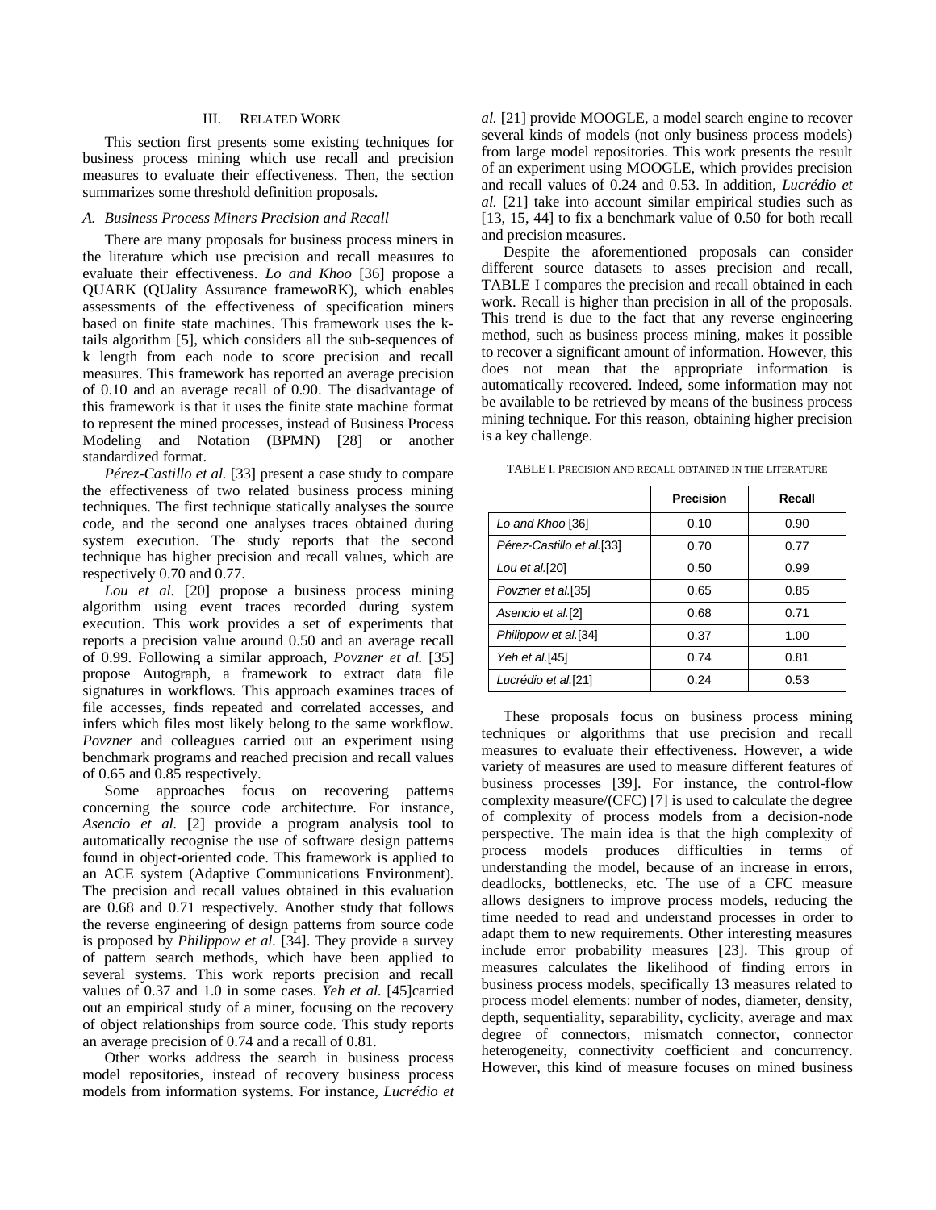## III. Related Work

This section first presents some existing techniques for business process mining which use recall and precision measures to evaluate their effectiveness. Then, the section summarizes some threshold definition proposals.

### A. Business Process Miners Precision and Recall

There are many proposals for business process miners in the literature which use precision and recall measures to evaluate their effectiveness. *Lo and Khoo* [36] propose a QUARK (QUality Assurance framewoRK), which enables assessments of the effectiveness of specification miners based on finite state machines. This framework uses the k-tails algorithm [5], which considers all the sub-sequences of k length from each node to score precision and recall measures. This framework has reported an average precision of 0.10 and an average recall of 0.90. The disadvantage of this framework is that it uses the finite state machine format to represent the mined processes, instead of Business Process Modeling and Notation (BPMN) [28] or another standardized format.

*Pérez-Castillo et al.* [33] present a case study to compare the effectiveness of two related business process mining techniques. The first technique statically analyses the source code, and the second one analyses traces obtained during system execution. The study reports that the second technique has higher precision and recall values, which are respectively 0.70 and 0.77.

*Lou et al.* [20] propose a business process mining algorithm using event traces recorded during system execution. This work provides a set of experiments that reports a precision value around 0.50 and an average recall of 0.99. Following a similar approach, *Povzner et al.* [35] propose Autograph, a framework to extract data file signatures in workflows. This approach examines traces of file accesses, finds repeated and correlated accesses, and infers which files most likely belong to the same workflow. *Povzner* and colleagues carried out an experiment using benchmark programs and reached precision and recall values of 0.65 and 0.85 respectively.

Some approaches focus on recovering patterns concerning the source code architecture. For instance, *Asencio et al.* [2] provide a program analysis tool to automatically recognise the use of software design patterns found in object-oriented code. This framework is applied to an ACE system (Adaptive Communications Environment). The precision and recall values obtained in this evaluation are 0.68 and 0.71 respectively. Another study that follows the reverse engineering of design patterns from source code is proposed by *Philippow et al.* [34]. They provide a survey of pattern search methods, which have been applied to several systems. This work reports precision and recall values of 0.37 and 1.0 in some cases. *Yeh et al.* [45]carried out an empirical study of a miner, focusing on the recovery of object relationships from source code. This study reports an average precision of 0.74 and a recall of 0.81.

Other works address the search in business process model repositories, instead of recovery business process models from information systems. For instance, *Lucrédio et al.* [21] provide MOOGLE, a model search engine to recover several kinds of models (not only business process models) from large model repositories. This work presents the result of an experiment using MOOGLE, which provides precision and recall values of 0.24 and 0.53. In addition, *Lucrédio et al.* [21] take into account similar empirical studies such as [13, 15, 44] to fix a benchmark value of 0.50 for both recall and precision measures.

Despite the aforementioned proposals can consider different source datasets to asses precision and recall, TABLE I compares the precision and recall obtained in each work. Recall is higher than precision in all of the proposals. This trend is due to the fact that any reverse engineering method, such as business process mining, makes it possible to recover a significant amount of information. However, this does not mean that the appropriate information is automatically recovered. Indeed, some information may not be available to be retrieved by means of the business process mining technique. For this reason, obtaining higher precision is a key challenge.

TABLE I. Precision and recall obtained in the literature

| | **Precision** | **Recall** |
|---|---|---|
| *Lo and Khoo* [36] | 0.10 | 0.90 |
| *Pérez-Castillo et al.*[33] | 0.70 | 0.77 |
| *Lou et al.*[20] | 0.50 | 0.99 |
| *Povzner et al.*[35] | 0.65 | 0.85 |
| *Asencio et al.*[2] | 0.68 | 0.71 |
| *Philippow et al.*[34] | 0.37 | 1.00 |
| *Yeh et al.*[45] | 0.74 | 0.81 |
| *Lucrédio et al.*[21] | 0.24 | 0.53 |

These proposals focus on business process mining techniques or algorithms that use precision and recall measures to evaluate their effectiveness. However, a wide variety of measures are used to measure different features of business processes [39]. For instance, the control-flow complexity measure/(CFC) [7] is used to calculate the degree of complexity of process models from a decision-node perspective. The main idea is that the high complexity of process models produces difficulties in terms of understanding the model, because of an increase in errors, deadlocks, bottlenecks, etc. The use of a CFC measure allows designers to improve process models, reducing the time needed to read and understand processes in order to adapt them to new requirements. Other interesting measures include error probability measures [23]. This group of measures calculates the likelihood of finding errors in business process models, specifically 13 measures related to process model elements: number of nodes, diameter, density, depth, sequentiality, separability, cyclicity, average and max degree of connectors, mismatch connector, connector heterogeneity, connectivity coefficient and concurrency. However, this kind of measure focuses on mined business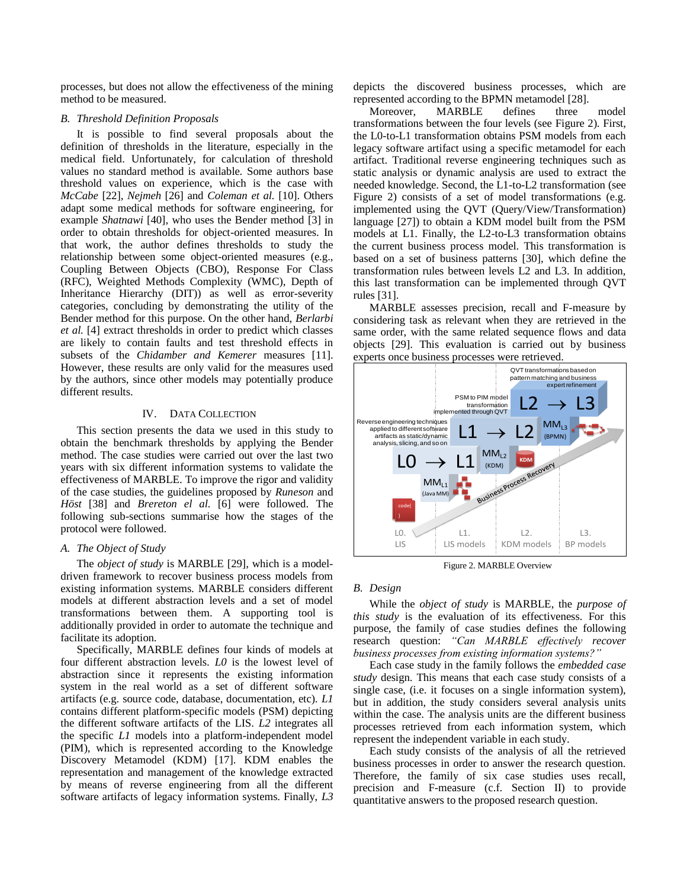processes, but does not allow the effectiveness of the mining method to be measured.

### B. Threshold Definition Proposals

It is possible to find several proposals about the definition of thresholds in the literature, especially in the medical field. Unfortunately, for calculation of threshold values no standard method is available. Some authors base threshold values on experience, which is the case with *McCabe* [22], *Nejmeh* [26] and *Coleman et al.* [10]. Others adapt some medical methods for software engineering, for example *Shatnawi* [40], who uses the Bender method [3] in order to obtain thresholds for object-oriented measures. In that work, the author defines thresholds to study the relationship between some object-oriented measures (e.g., Coupling Between Objects (CBO), Response For Class (RFC), Weighted Methods Complexity (WMC), Depth of Inheritance Hierarchy (DIT)) as well as error-severity categories, concluding by demonstrating the utility of the Bender method for this purpose. On the other hand, *Berlarbi et al.* [4] extract thresholds in order to predict which classes are likely to contain faults and test threshold effects in subsets of the *Chidamber and Kemerer* measures [11]. However, these results are only valid for the measures used by the authors, since other models may potentially produce different results.

## IV. Data Collection

This section presents the data we used in this study to obtain the benchmark thresholds by applying the Bender method. The case studies were carried out over the last two years with six different information systems to validate the effectiveness of MARBLE. To improve the rigor and validity of the case studies, the guidelines proposed by *Runeson* and *Höst* [38] and *Brereton el al.* [6] were followed. The following sub-sections summarise how the stages of the protocol were followed.

### A. The Object of Study

The *object of study* is MARBLE [29], which is a model-driven framework to recover business process models from existing information systems. MARBLE considers different models at different abstraction levels and a set of model transformations between them. A supporting tool is additionally provided in order to automate the technique and facilitate its adoption.

Specifically, MARBLE defines four kinds of models at four different abstraction levels. *L0* is the lowest level of abstraction since it represents the existing information system in the real world as a set of different software artifacts (e.g. source code, database, documentation, etc). *L1* contains different platform-specific models (PSM) depicting the different software artifacts of the LIS. *L2* integrates all the specific *L1* models into a platform-independent model (PIM), which is represented according to the Knowledge Discovery Metamodel (KDM) [17]. KDM enables the representation and management of the knowledge extracted by means of reverse engineering from all the different software artifacts of legacy information systems. Finally, *L3* depicts the discovered business processes, which are represented according to the BPMN metamodel [28].

Moreover, MARBLE defines three model transformations between the four levels (see Figure 2). First, the L0-to-L1 transformation obtains PSM models from each legacy software artifact using a specific metamodel for each artifact. Traditional reverse engineering techniques such as static analysis or dynamic analysis are used to extract the needed knowledge. Second, the L1-to-L2 transformation (see Figure 2) consists of a set of model transformations (e.g. implemented using the QVT (Query/View/Transformation) language [27]) to obtain a KDM model built from the PSM models at L1. Finally, the L2-to-L3 transformation obtains the current business process model. This transformation is based on a set of business patterns [30], which define the transformation rules between levels L2 and L3. In addition, this last transformation can be implemented through QVT rules [31].

MARBLE assesses precision, recall and F-measure by considering task as relevant when they are retrieved in the same order, with the same related sequence flows and data objects [29]. This evaluation is carried out by business experts once business processes were retrieved.

Figure 2. MARBLE Overview

### B. Design

While the *object of study* is MARBLE, the *purpose of this study* is the evaluation of its effectiveness. For this purpose, the family of case studies defines the following research question: *"Can MARBLE effectively recover business processes from existing information systems?"*

Each case study in the family follows the *embedded case study* design. This means that each case study consists of a single case, (i.e. it focuses on a single information system), but in addition, the study considers several analysis units within the case. The analysis units are the different business processes retrieved from each information system, which represent the independent variable in each study.

Each study consists of the analysis of all the retrieved business processes in order to answer the research question. Therefore, the family of six case studies uses recall, precision and F-measure (c.f. Section II) to provide quantitative answers to the proposed research question.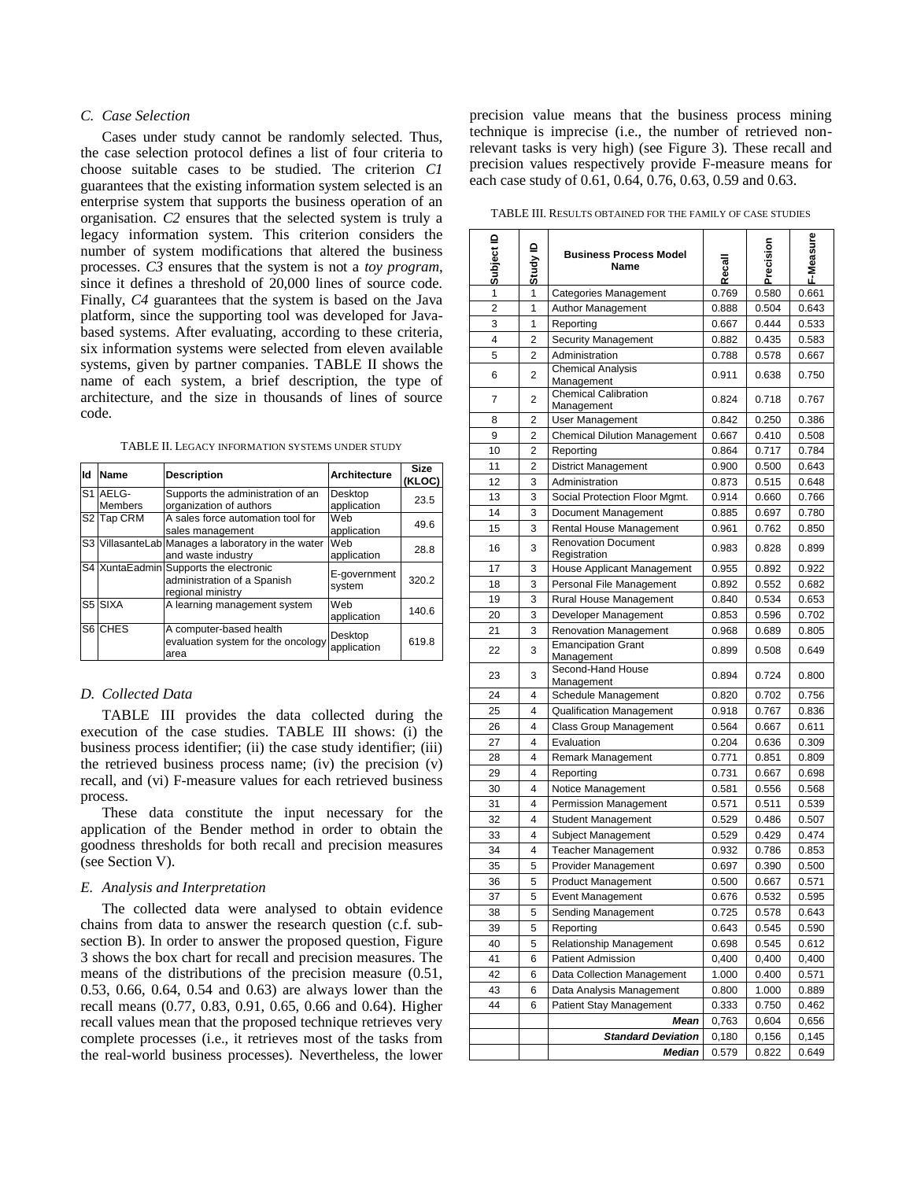### C. Case Selection

Cases under study cannot be randomly selected. Thus, the case selection protocol defines a list of four criteria to choose suitable cases to be studied. The criterion *C1* guarantees that the existing information system selected is an enterprise system that supports the business operation of an organisation. *C2* ensures that the selected system is truly a legacy information system. This criterion considers the number of system modifications that altered the business processes. *C3* ensures that the system is not a *toy program*, since it defines a threshold of 20,000 lines of source code. Finally, *C4* guarantees that the system is based on the Java platform, since the supporting tool was developed for Java-based systems. After evaluating, according to these criteria, six information systems were selected from eleven available systems, given by partner companies. TABLE II shows the name of each system, a brief description, the type of architecture, and the size in thousands of lines of source code.

TABLE II. LEGACY INFORMATION SYSTEMS UNDER STUDY

| Id | Name | Description | Architecture | Size (KLOC) |
|---|---|---|---|---|
| S1 | AELG-Members | Supports the administration of an organization of authors | Desktop application | 23.5 |
| S2 | Tap CRM | A sales force automation tool for sales management | Web application | 49.6 |
| S3 | VillasanteLab | Manages a laboratory in the water and waste industry | Web application | 28.8 |
| S4 | XuntaEadmin | Supports the electronic administration of a Spanish regional ministry | E-government system | 320.2 |
| S5 | SIXA | A learning management system | Web application | 140.6 |
| S6 | CHES | A computer-based health evaluation system for the oncology area | Desktop application | 619.8 |

### D. Collected Data

TABLE III provides the data collected during the execution of the case studies. TABLE III shows: (i) the business process identifier; (ii) the case study identifier; (iii) the retrieved business process name; (iv) the precision (v) recall, and (vi) F-measure values for each retrieved business process.

These data constitute the input necessary for the application of the Bender method in order to obtain the goodness thresholds for both recall and precision measures (see Section V).

### E. Analysis and Interpretation

The collected data were analysed to obtain evidence chains from data to answer the research question (c.f. sub-section B). In order to answer the proposed question, Figure 3 shows the box chart for recall and precision measures. The means of the distributions of the precision measure (0.51, 0.53, 0.66, 0.64, 0.54 and 0.63) are always lower than the recall means (0.77, 0.83, 0.91, 0.65, 0.66 and 0.64). Higher recall values mean that the proposed technique retrieves very complete processes (i.e., it retrieves most of the tasks from the real-world business processes). Nevertheless, the lower precision value means that the business process mining technique is imprecise (i.e., the number of retrieved non-relevant tasks is very high) (see Figure 3). These recall and precision values respectively provide F-measure means for each case study of 0.61, 0.64, 0.76, 0.63, 0.59 and 0.63.

TABLE III. RESULTS OBTAINED FOR THE FAMILY OF CASE STUDIES

| Subject ID | Study ID | Business Process Model Name | Recall | Precision | F-Measure |
|---|---|---|---|---|---|
| 1 | 1 | Categories Management | 0.769 | 0.580 | 0.661 |
| 2 | 1 | Author Management | 0.888 | 0.504 | 0.643 |
| 3 | 1 | Reporting | 0.667 | 0.444 | 0.533 |
| 4 | 2 | Security Management | 0.882 | 0.435 | 0.583 |
| 5 | 2 | Administration | 0.788 | 0.578 | 0.667 |
| 6 | 2 | Chemical Analysis Management | 0.911 | 0.638 | 0.750 |
| 7 | 2 | Chemical Calibration Management | 0.824 | 0.718 | 0.767 |
| 8 | 2 | User Management | 0.842 | 0.250 | 0.386 |
| 9 | 2 | Chemical Dilution Management | 0.667 | 0.410 | 0.508 |
| 10 | 2 | Reporting | 0.864 | 0.717 | 0.784 |
| 11 | 2 | District Management | 0.900 | 0.500 | 0.643 |
| 12 | 3 | Administration | 0.873 | 0.515 | 0.648 |
| 13 | 3 | Social Protection Floor Mgmt. | 0.914 | 0.660 | 0.766 |
| 14 | 3 | Document Management | 0.885 | 0.697 | 0.780 |
| 15 | 3 | Rental House Management | 0.961 | 0.762 | 0.850 |
| 16 | 3 | Renovation Document Registration | 0.983 | 0.828 | 0.899 |
| 17 | 3 | House Applicant Management | 0.955 | 0.892 | 0.922 |
| 18 | 3 | Personal File Management | 0.892 | 0.552 | 0.682 |
| 19 | 3 | Rural House Management | 0.840 | 0.534 | 0.653 |
| 20 | 3 | Developer Management | 0.853 | 0.596 | 0.702 |
| 21 | 3 | Renovation Management | 0.968 | 0.689 | 0.805 |
| 22 | 3 | Emancipation Grant Management | 0.899 | 0.508 | 0.649 |
| 23 | 3 | Second-Hand House Management | 0.894 | 0.724 | 0.800 |
| 24 | 4 | Schedule Management | 0.820 | 0.702 | 0.756 |
| 25 | 4 | Qualification Management | 0.918 | 0.767 | 0.836 |
| 26 | 4 | Class Group Management | 0.564 | 0.667 | 0.611 |
| 27 | 4 | Evaluation | 0.204 | 0.636 | 0.309 |
| 28 | 4 | Remark Management | 0.771 | 0.851 | 0.809 |
| 29 | 4 | Reporting | 0.731 | 0.667 | 0.698 |
| 30 | 4 | Notice Management | 0.581 | 0.556 | 0.568 |
| 31 | 4 | Permission Management | 0.571 | 0.511 | 0.539 |
| 32 | 4 | Student Management | 0.529 | 0.486 | 0.507 |
| 33 | 4 | Subject Management | 0.529 | 0.429 | 0.474 |
| 34 | 4 | Teacher Management | 0.932 | 0.786 | 0.853 |
| 35 | 5 | Provider Management | 0.697 | 0.390 | 0.500 |
| 36 | 5 | Product Management | 0.500 | 0.667 | 0.571 |
| 37 | 5 | Event Management | 0.676 | 0.532 | 0.595 |
| 38 | 5 | Sending Management | 0.725 | 0.578 | 0.643 |
| 39 | 5 | Reporting | 0.643 | 0.545 | 0.590 |
| 40 | 5 | Relationship Management | 0.698 | 0.545 | 0.612 |
| 41 | 6 | Patient Admission | 0,400 | 0,400 | 0,400 |
| 42 | 6 | Data Collection Management | 1.000 | 0.400 | 0.571 |
| 43 | 6 | Data Analysis Management | 0.800 | 1.000 | 0.889 |
| 44 | 6 | Patient Stay Management | 0.333 | 0.750 | 0.462 |
| | | ***Mean*** | 0,763 | 0,604 | 0,656 |
| | | ***Standard Deviation*** | 0,180 | 0,156 | 0,145 |
| | | ***Median*** | 0.579 | 0.822 | 0.649 |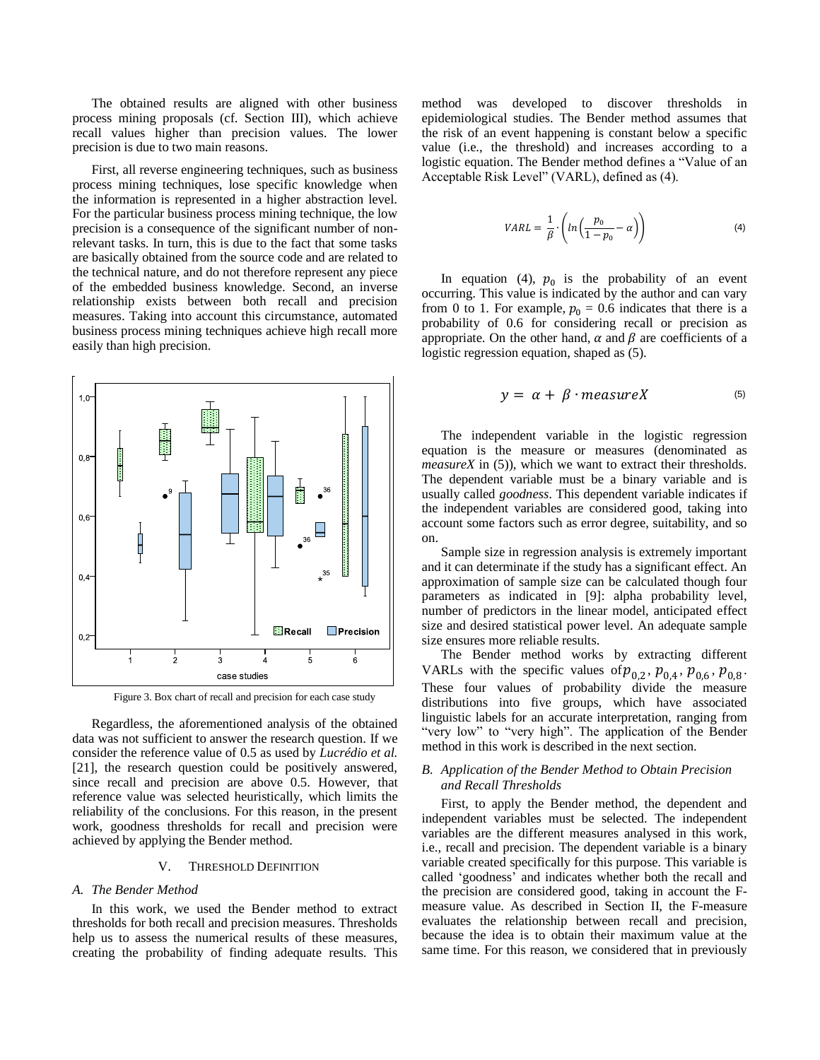The obtained results are aligned with other business process mining proposals (cf. Section III), which achieve recall values higher than precision values. The lower precision is due to two main reasons.

First, all reverse engineering techniques, such as business process mining techniques, lose specific knowledge when the information is represented in a higher abstraction level. For the particular business process mining technique, the low precision is a consequence of the significant number of non-relevant tasks. In turn, this is due to the fact that some tasks are basically obtained from the source code and are related to the technical nature, and do not therefore represent any piece of the embedded business knowledge. Second, an inverse relationship exists between both recall and precision measures. Taking into account this circumstance, automated business process mining techniques achieve high recall more easily than high precision.

Figure 3. Box chart of recall and precision for each case study

Regardless, the aforementioned analysis of the obtained data was not sufficient to answer the research question. If we consider the reference value of 0.5 as used by *Lucrédio et al.* [21], the research question could be positively answered, since recall and precision are above 0.5. However, that reference value was selected heuristically, which limits the reliability of the conclusions. For this reason, in the present work, goodness thresholds for recall and precision were achieved by applying the Bender method.

## V. Threshold Definition

### A. The Bender Method

In this work, we used the Bender method to extract thresholds for both recall and precision measures. Thresholds help us to assess the numerical results of these measures, creating the probability of finding adequate results. This method was developed to discover thresholds in epidemiological studies. The Bender method assumes that the risk of an event happening is constant below a specific value (i.e., the threshold) and increases according to a logistic equation. The Bender method defines a "Value of an Acceptable Risk Level" (VARL), defined as (4).

$$VARL = \frac{1}{\beta} \cdot \left( ln\left(\frac{p_0}{1-p_0} - \alpha\right)\right) \tag{4}$$

In equation (4), $p_0$ is the probability of an event occurring. This value is indicated by the author and can vary from 0 to 1. For example, $p_0$ = 0.6 indicates that there is a probability of 0.6 for considering recall or precision as appropriate. On the other hand, $\alpha$ and $\beta$ are coefficients of a logistic regression equation, shaped as (5).

$$y = \alpha + \beta \cdot measureX \tag{5}$$

The independent variable in the logistic regression equation is the measure or measures (denominated as *measureX* in (5)), which we want to extract their thresholds. The dependent variable must be a binary variable and is usually called *goodness*. This dependent variable indicates if the independent variables are considered good, taking into account some factors such as error degree, suitability, and so on.

Sample size in regression analysis is extremely important and it can determinate if the study has a significant effect. An approximation of sample size can be calculated though four parameters as indicated in [9]: alpha probability level, number of predictors in the linear model, anticipated effect size and desired statistical power level. An adequate sample size ensures more reliable results.

The Bender method works by extracting different VARLs with the specific values of $p_{0,2}$, $p_{0,4}$, $p_{0,6}$, $p_{0,8}$. These four values of probability divide the measure distributions into five groups, which have associated linguistic labels for an accurate interpretation, ranging from "very low" to "very high". The application of the Bender method in this work is described in the next section.

### B. Application of the Bender Method to Obtain Precision and Recall Thresholds

First, to apply the Bender method, the dependent and independent variables must be selected. The independent variables are the different measures analysed in this work, i.e., recall and precision. The dependent variable is a binary variable created specifically for this purpose. This variable is called 'goodness' and indicates whether both the recall and the precision are considered good, taking in account the F-measure value. As described in Section II, the F-measure evaluates the relationship between recall and precision, because the idea is to obtain their maximum value at the same time. For this reason, we considered that in previously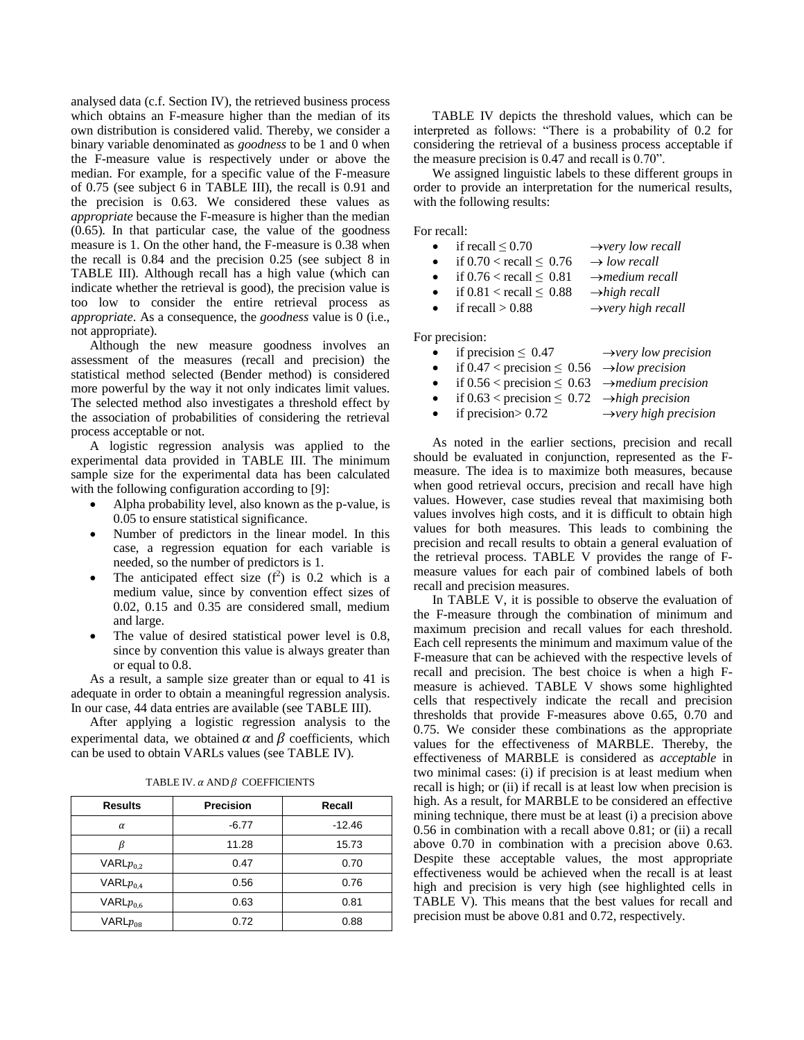analysed data (c.f. Section IV), the retrieved business process which obtains an F-measure higher than the median of its own distribution is considered valid. Thereby, we consider a binary variable denominated as *goodness* to be 1 and 0 when the F-measure value is respectively under or above the median. For example, for a specific value of the F-measure of 0.75 (see subject 6 in TABLE III), the recall is 0.91 and the precision is 0.63. We considered these values as *appropriate* because the F-measure is higher than the median (0.65). In that particular case, the value of the goodness measure is 1. On the other hand, the F-measure is 0.38 when the recall is 0.84 and the precision 0.25 (see subject 8 in TABLE III). Although recall has a high value (which can indicate whether the retrieval is good), the precision value is too low to consider the entire retrieval process as *appropriate*. As a consequence, the *goodness* value is 0 (i.e., not appropriate).

Although the new measure goodness involves an assessment of the measures (recall and precision) the statistical method selected (Bender method) is considered more powerful by the way it not only indicates limit values. The selected method also investigates a threshold effect by the association of probabilities of considering the retrieval process acceptable or not.

A logistic regression analysis was applied to the experimental data provided in TABLE III. The minimum sample size for the experimental data has been calculated with the following configuration according to [9]:

- Alpha probability level, also known as the p-value, is 0.05 to ensure statistical significance.
- Number of predictors in the linear model. In this case, a regression equation for each variable is needed, so the number of predictors is 1.
- The anticipated effect size ($f^2$) is 0.2 which is a medium value, since by convention effect sizes of 0.02, 0.15 and 0.35 are considered small, medium and large.
- The value of desired statistical power level is 0.8, since by convention this value is always greater than or equal to 0.8.

As a result, a sample size greater than or equal to 41 is adequate in order to obtain a meaningful regression analysis. In our case, 44 data entries are available (see TABLE III).

After applying a logistic regression analysis to the experimental data, we obtained $\alpha$ and $\beta$ coefficients, which can be used to obtain VARLs values (see TABLE IV).

TABLE IV. $\alpha$ AND $\beta$ COEFFICIENTS

| Results | Precision | Recall |
|---|---|---|
| $\alpha$ | -6.77 | -12.46 |
| $\beta$ | 11.28 | 15.73 |
| VARL$p_{0,2}$ | 0.47 | 0.70 |
| VARL$p_{0,4}$ | 0.56 | 0.76 |
| VARL$p_{0,6}$ | 0.63 | 0.81 |
| VARL$p_{08}$ | 0.72 | 0.88 |

TABLE IV depicts the threshold values, which can be interpreted as follows: "There is a probability of 0.2 for considering the retrieval of a business process acceptable if the measure precision is 0.47 and recall is 0.70".

We assigned linguistic labels to these different groups in order to provide an interpretation for the numerical results, with the following results:

For recall:

- if recall $\leq$ 0.70 $\rightarrow$ *very low recall*
- if 0.70 < recall $\leq$ 0.76 $\rightarrow$ *low recall*
- if 0.76 < recall $\leq$ 0.81 $\rightarrow$ *medium recall*
- if 0.81 < recall $\leq$ 0.88 $\rightarrow$ *high recall*
- if recall > 0.88 $\rightarrow$ *very high recall*

For precision:

- if precision $\leq$ 0.47 $\rightarrow$ *very low precision*
- if 0.47 < precision $\leq$ 0.56 $\rightarrow$ *low precision*
- if 0.56 < precision $\leq$ 0.63 $\rightarrow$ *medium precision*
- if 0.63 < precision $\leq$ 0.72 $\rightarrow$ *high precision*
- if precision> 0.72 $\rightarrow$ *very high precision*

As noted in the earlier sections, precision and recall should be evaluated in conjunction, represented as the F-measure. The idea is to maximize both measures, because when good retrieval occurs, precision and recall have high values. However, case studies reveal that maximising both values involves high costs, and it is difficult to obtain high values for both measures. This leads to combining the precision and recall results to obtain a general evaluation of the retrieval process. TABLE V provides the range of F-measure values for each pair of combined labels of both recall and precision measures.

In TABLE V, it is possible to observe the evaluation of the F-measure through the combination of minimum and maximum precision and recall values for each threshold. Each cell represents the minimum and maximum value of the F-measure that can be achieved with the respective levels of recall and precision. The best choice is when a high F-measure is achieved. TABLE V shows some highlighted cells that respectively indicate the recall and precision thresholds that provide F-measures above 0.65, 0.70 and 0.75. We consider these combinations as the appropriate values for the effectiveness of MARBLE. Thereby, the effectiveness of MARBLE is considered as *acceptable* in two minimal cases: (i) if precision is at least medium when recall is high; or (ii) if recall is at least low when precision is high. As a result, for MARBLE to be considered an effective mining technique, there must be at least (i) a precision above 0.56 in combination with a recall above 0.81; or (ii) a recall above 0.70 in combination with a precision above 0.63. Despite these acceptable values, the most appropriate effectiveness would be achieved when the recall is at least high and precision is very high (see highlighted cells in TABLE V). This means that the best values for recall and precision must be above 0.81 and 0.72, respectively.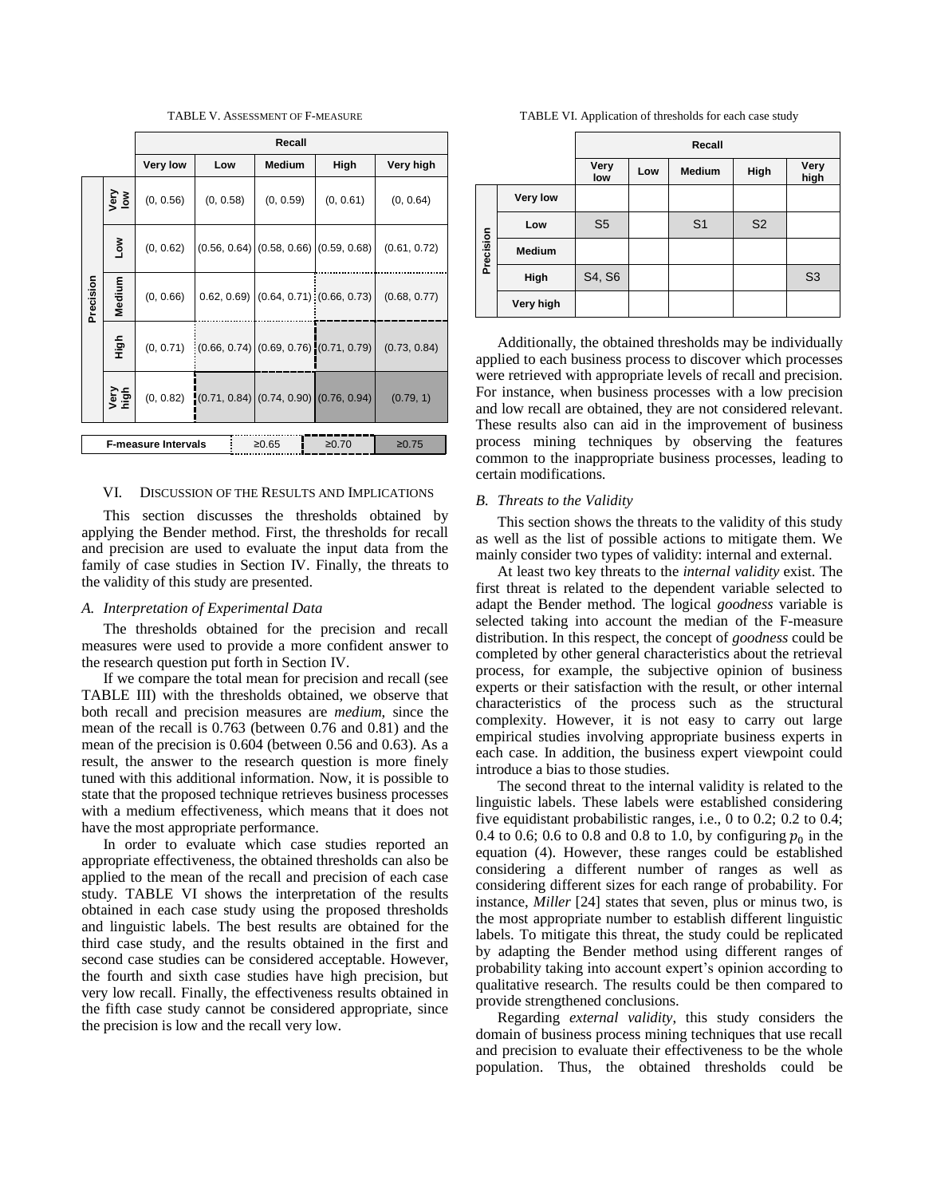TABLE V. ASSESSMENT OF F-MEASURE

| | | Recall | | | | |
|---|---|---|---|---|---|---|
| | | Very low | Low | Medium | High | Very high |
| Precision | Very low | (0, 0.56) | (0, 0.58) | (0, 0.59) | (0, 0.61) | (0, 0.64) |
| | Low | (0, 0.62) | (0.56, 0.64) | (0.58, 0.66) | (0.59, 0.68) | (0.61, 0.72) |
| | Medium | (0, 0.66) | 0.62, 0.69) | (0.64, 0.71) | (0.66, 0.73) | (0.68, 0.77) |
| | High | (0, 0.71) | (0.66, 0.74) | (0.69, 0.76) | (0.71, 0.79) | (0.73, 0.84) |
| | Very high | (0, 0.82) | (0.71, 0.84) | (0.74, 0.90) | (0.76, 0.94) | (0.79, 1) |

| F-measure Intervals | ≥0.65 | ≥0.70 | ≥0.75 |
|---|---|---|---|

TABLE VI. Application of thresholds for each case study

| | | Recall | | | | |
|---|---|---|---|---|---|---|
| | | Very low | Low | Medium | High | Very high |
| Precision | Very low | | | | | |
| | Low | S5 | | S1 | S2 | |
| | Medium | | | | | |
| | High | S4, S6 | | | | S3 |
| | Very high | | | | | |

## VI. DISCUSSION OF THE RESULTS AND IMPLICATIONS

This section discusses the thresholds obtained by applying the Bender method. First, the thresholds for recall and precision are used to evaluate the input data from the family of case studies in Section IV. Finally, the threats to the validity of this study are presented.

### A. Interpretation of Experimental Data

The thresholds obtained for the precision and recall measures were used to provide a more confident answer to the research question put forth in Section IV.

If we compare the total mean for precision and recall (see TABLE III) with the thresholds obtained, we observe that both recall and precision measures are *medium*, since the mean of the recall is 0.763 (between 0.76 and 0.81) and the mean of the precision is 0.604 (between 0.56 and 0.63). As a result, the answer to the research question is more finely tuned with this additional information. Now, it is possible to state that the proposed technique retrieves business processes with a medium effectiveness, which means that it does not have the most appropriate performance.

In order to evaluate which case studies reported an appropriate effectiveness, the obtained thresholds can also be applied to the mean of the recall and precision of each case study. TABLE VI shows the interpretation of the results obtained in each case study using the proposed thresholds and linguistic labels. The best results are obtained for the third case study, and the results obtained in the first and second case studies can be considered acceptable. However, the fourth and sixth case studies have high precision, but very low recall. Finally, the effectiveness results obtained in the fifth case study cannot be considered appropriate, since the precision is low and the recall very low.

Additionally, the obtained thresholds may be individually applied to each business process to discover which processes were retrieved with appropriate levels of recall and precision. For instance, when business processes with a low precision and low recall are obtained, they are not considered relevant. These results also can aid in the improvement of business process mining techniques by observing the features common to the inappropriate business processes, leading to certain modifications.

### B. Threats to the Validity

This section shows the threats to the validity of this study as well as the list of possible actions to mitigate them. We mainly consider two types of validity: internal and external.

At least two key threats to the *internal validity* exist. The first threat is related to the dependent variable selected to adapt the Bender method. The logical *goodness* variable is selected taking into account the median of the F-measure distribution. In this respect, the concept of *goodness* could be completed by other general characteristics about the retrieval process, for example, the subjective opinion of business experts or their satisfaction with the result, or other internal characteristics of the process such as the structural complexity. However, it is not easy to carry out large empirical studies involving appropriate business experts in each case. In addition, the business expert viewpoint could introduce a bias to those studies.

The second threat to the internal validity is related to the linguistic labels. These labels were established considering five equidistant probabilistic ranges, i.e., 0 to 0.2; 0.2 to 0.4; 0.4 to 0.6; 0.6 to 0.8 and 0.8 to 1.0, by configuring $p_0$ in the equation (4). However, these ranges could be established considering a different number of ranges as well as considering different sizes for each range of probability. For instance, *Miller* [24] states that seven, plus or minus two, is the most appropriate number to establish different linguistic labels. To mitigate this threat, the study could be replicated by adapting the Bender method using different ranges of probability taking into account expert's opinion according to qualitative research. The results could be then compared to provide strengthened conclusions.

Regarding *external validity*, this study considers the domain of business process mining techniques that use recall and precision to evaluate their effectiveness to be the whole population. Thus, the obtained thresholds could be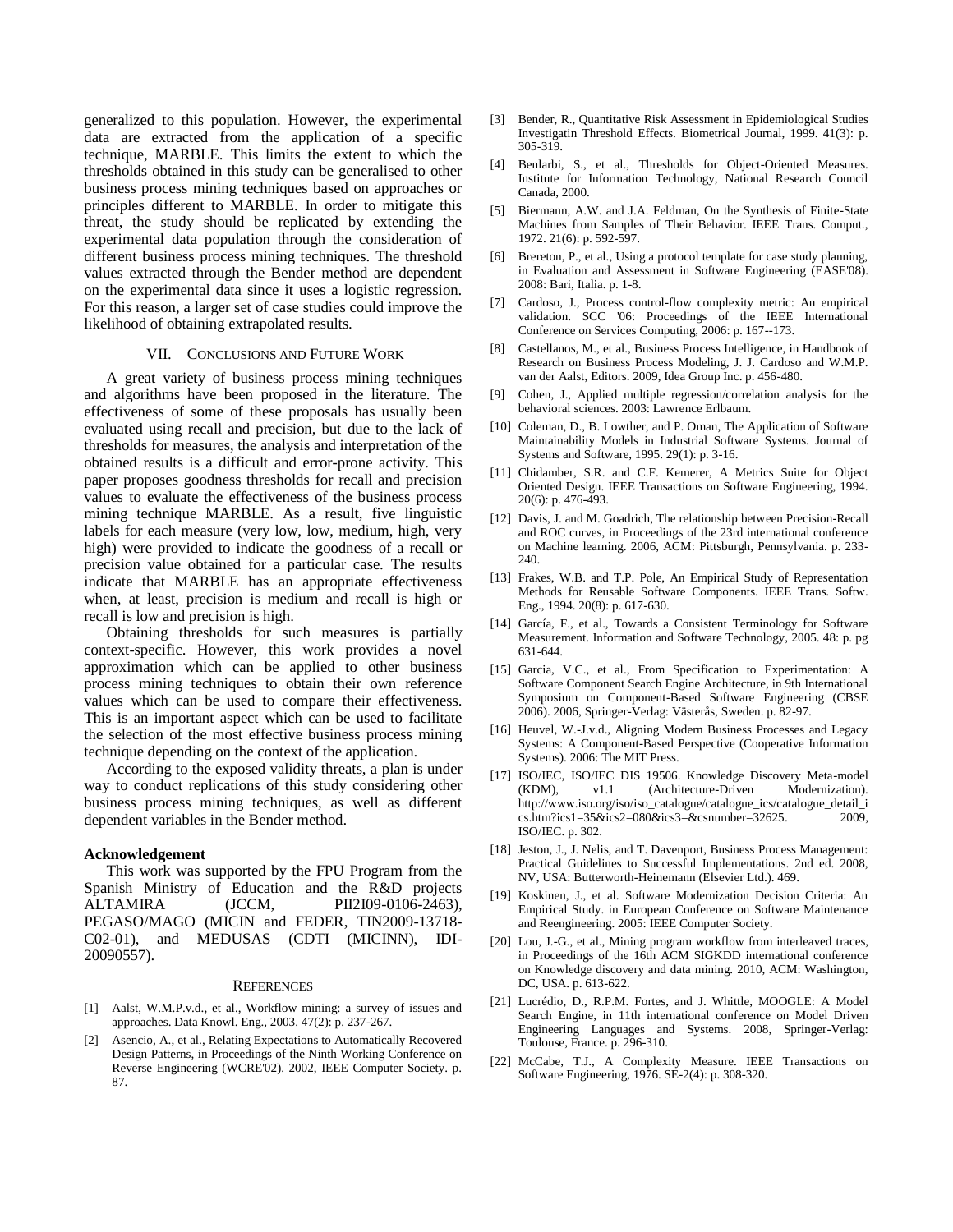generalized to this population. However, the experimental data are extracted from the application of a specific technique, MARBLE. This limits the extent to which the thresholds obtained in this study can be generalised to other business process mining techniques based on approaches or principles different to MARBLE. In order to mitigate this threat, the study should be replicated by extending the experimental data population through the consideration of different business process mining techniques. The threshold values extracted through the Bender method are dependent on the experimental data since it uses a logistic regression. For this reason, a larger set of case studies could improve the likelihood of obtaining extrapolated results.

## VII. CONCLUSIONS AND FUTURE WORK

A great variety of business process mining techniques and algorithms have been proposed in the literature. The effectiveness of some of these proposals has usually been evaluated using recall and precision, but due to the lack of thresholds for measures, the analysis and interpretation of the obtained results is a difficult and error-prone activity. This paper proposes goodness thresholds for recall and precision values to evaluate the effectiveness of the business process mining technique MARBLE. As a result, five linguistic labels for each measure (very low, low, medium, high, very high) were provided to indicate the goodness of a recall or precision value obtained for a particular case. The results indicate that MARBLE has an appropriate effectiveness when, at least, precision is medium and recall is high or recall is low and precision is high.

Obtaining thresholds for such measures is partially context-specific. However, this work provides a novel approximation which can be applied to other business process mining techniques to obtain their own reference values which can be used to compare their effectiveness. This is an important aspect which can be used to facilitate the selection of the most effective business process mining technique depending on the context of the application.

According to the exposed validity threats, a plan is under way to conduct replications of this study considering other business process mining techniques, as well as different dependent variables in the Bender method.

### Acknowledgement

This work was supported by the FPU Program from the Spanish Ministry of Education and the R&D projects ALTAMIRA (JCCM, PII2I09-0106-2463), PEGASO/MAGO (MICIN and FEDER, TIN2009-13718-C02-01), and MEDUSAS (CDTI (MICINN), IDI-20090557).

## REFERENCES

[1] Aalst, W.M.P.v.d., et al., Workflow mining: a survey of issues and approaches. Data Knowl. Eng., 2003. 47(2): p. 237-267.

[2] Asencio, A., et al., Relating Expectations to Automatically Recovered Design Patterns, in Proceedings of the Ninth Working Conference on Reverse Engineering (WCRE'02). 2002, IEEE Computer Society. p. 87.

[3] Bender, R., Quantitative Risk Assessment in Epidemiological Studies Investigatin Threshold Effects. Biometrical Journal, 1999. 41(3): p. 305-319.

[4] Benlarbi, S., et al., Thresholds for Object-Oriented Measures. Institute for Information Technology, National Research Council Canada, 2000.

[5] Biermann, A.W. and J.A. Feldman, On the Synthesis of Finite-State Machines from Samples of Their Behavior. IEEE Trans. Comput., 1972. 21(6): p. 592-597.

[6] Brereton, P., et al., Using a protocol template for case study planning, in Evaluation and Assessment in Software Engineering (EASE'08). 2008: Bari, Italia. p. 1-8.

[7] Cardoso, J., Process control-flow complexity metric: An empirical validation. SCC '06: Proceedings of the IEEE International Conference on Services Computing, 2006: p. 167--173.

[8] Castellanos, M., et al., Business Process Intelligence, in Handbook of Research on Business Process Modeling, J. J. Cardoso and W.M.P. van der Aalst, Editors. 2009, Idea Group Inc. p. 456-480.

[9] Cohen, J., Applied multiple regression/correlation analysis for the behavioral sciences. 2003: Lawrence Erlbaum.

[10] Coleman, D., B. Lowther, and P. Oman, The Application of Software Maintainability Models in Industrial Software Systems. Journal of Systems and Software, 1995. 29(1): p. 3-16.

[11] Chidamber, S.R. and C.F. Kemerer, A Metrics Suite for Object Oriented Design. IEEE Transactions on Software Engineering, 1994. 20(6): p. 476-493.

[12] Davis, J. and M. Goadrich, The relationship between Precision-Recall and ROC curves, in Proceedings of the 23rd international conference on Machine learning. 2006, ACM: Pittsburgh, Pennsylvania. p. 233-240.

[13] Frakes, W.B. and T.P. Pole, An Empirical Study of Representation Methods for Reusable Software Components. IEEE Trans. Softw. Eng., 1994. 20(8): p. 617-630.

[14] García, F., et al., Towards a Consistent Terminology for Software Measurement. Information and Software Technology, 2005. 48: p. pg 631-644.

[15] Garcia, V.C., et al., From Specification to Experimentation: A Software Component Search Engine Architecture, in 9th International Symposium on Component-Based Software Engineering (CBSE 2006). 2006, Springer-Verlag: Västerås, Sweden. p. 82-97.

[16] Heuvel, W.-J.v.d., Aligning Modern Business Processes and Legacy Systems: A Component-Based Perspective (Cooperative Information Systems). 2006: The MIT Press.

[17] ISO/IEC, ISO/IEC DIS 19506. Knowledge Discovery Meta-model (KDM), v1.1 (Architecture-Driven Modernization). http://www.iso.org/iso/iso_catalogue/catalogue_ics/catalogue_detail_ics.htm?ics1=35&ics2=080&ics3=&csnumber=32625. 2009, ISO/IEC. p. 302.

[18] Jeston, J., J. Nelis, and T. Davenport, Business Process Management: Practical Guidelines to Successful Implementations. 2nd ed. 2008, NV, USA: Butterworth-Heinemann (Elsevier Ltd.). 469.

[19] Koskinen, J., et al. Software Modernization Decision Criteria: An Empirical Study. in European Conference on Software Maintenance and Reengineering. 2005: IEEE Computer Society.

[20] Lou, J.-G., et al., Mining program workflow from interleaved traces, in Proceedings of the 16th ACM SIGKDD international conference on Knowledge discovery and data mining. 2010, ACM: Washington, DC, USA. p. 613-622.

[21] Lucrédio, D., R.P.M. Fortes, and J. Whittle, MOOGLE: A Model Search Engine, in 11th international conference on Model Driven Engineering Languages and Systems. 2008, Springer-Verlag: Toulouse, France. p. 296-310.

[22] McCabe, T.J., A Complexity Measure. IEEE Transactions on Software Engineering, 1976. SE-2(4): p. 308-320.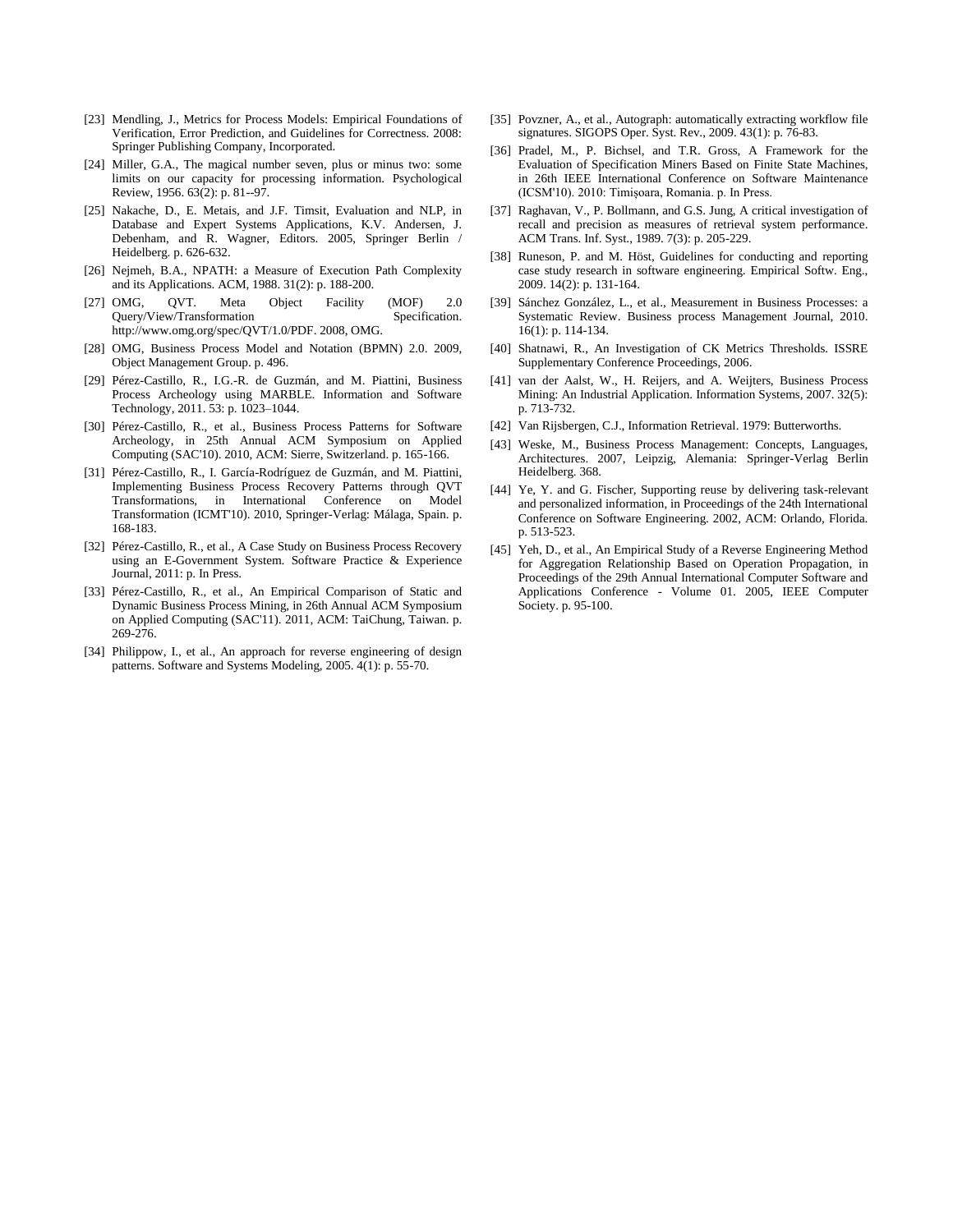[23] Mendling, J., Metrics for Process Models: Empirical Foundations of Verification, Error Prediction, and Guidelines for Correctness. 2008: Springer Publishing Company, Incorporated.

[24] Miller, G.A., The magical number seven, plus or minus two: some limits on our capacity for processing information. Psychological Review, 1956. 63(2): p. 81--97.

[25] Nakache, D., E. Metais, and J.F. Timsit, Evaluation and NLP, in Database and Expert Systems Applications, K.V. Andersen, J. Debenham, and R. Wagner, Editors. 2005, Springer Berlin / Heidelberg. p. 626-632.

[26] Nejmeh, B.A., NPATH: a Measure of Execution Path Complexity and its Applications. ACM, 1988. 31(2): p. 188-200.

[27] OMG, QVT. Meta Object Facility (MOF) 2.0 Query/View/Transformation Specification. http://www.omg.org/spec/QVT/1.0/PDF. 2008, OMG.

[28] OMG, Business Process Model and Notation (BPMN) 2.0. 2009, Object Management Group. p. 496.

[29] Pérez-Castillo, R., I.G.-R. de Guzmán, and M. Piattini, Business Process Archeology using MARBLE. Information and Software Technology, 2011. 53: p. 1023–1044.

[30] Pérez-Castillo, R., et al., Business Process Patterns for Software Archeology, in 25th Annual ACM Symposium on Applied Computing (SAC'10). 2010, ACM: Sierre, Switzerland. p. 165-166.

[31] Pérez-Castillo, R., I. García-Rodríguez de Guzmán, and M. Piattini, Implementing Business Process Recovery Patterns through QVT Transformations, in International Conference on Model Transformation (ICMT'10). 2010, Springer-Verlag: Málaga, Spain. p. 168-183.

[32] Pérez-Castillo, R., et al., A Case Study on Business Process Recovery using an E-Government System. Software Practice & Experience Journal, 2011: p. In Press.

[33] Pérez-Castillo, R., et al., An Empirical Comparison of Static and Dynamic Business Process Mining, in 26th Annual ACM Symposium on Applied Computing (SAC'11). 2011, ACM: TaiChung, Taiwan. p. 269-276.

[34] Philippow, I., et al., An approach for reverse engineering of design patterns. Software and Systems Modeling, 2005. 4(1): p. 55-70.

[35] Povzner, A., et al., Autograph: automatically extracting workflow file signatures. SIGOPS Oper. Syst. Rev., 2009. 43(1): p. 76-83.

[36] Pradel, M., P. Bichsel, and T.R. Gross, A Framework for the Evaluation of Specification Miners Based on Finite State Machines, in 26th IEEE International Conference on Software Maintenance (ICSM'10). 2010: Timișoara, Romania. p. In Press.

[37] Raghavan, V., P. Bollmann, and G.S. Jung, A critical investigation of recall and precision as measures of retrieval system performance. ACM Trans. Inf. Syst., 1989. 7(3): p. 205-229.

[38] Runeson, P. and M. Höst, Guidelines for conducting and reporting case study research in software engineering. Empirical Softw. Eng., 2009. 14(2): p. 131-164.

[39] Sánchez González, L., et al., Measurement in Business Processes: a Systematic Review. Business process Management Journal, 2010. 16(1): p. 114-134.

[40] Shatnawi, R., An Investigation of CK Metrics Thresholds. ISSRE Supplementary Conference Proceedings, 2006.

[41] van der Aalst, W., H. Reijers, and A. Weijters, Business Process Mining: An Industrial Application. Information Systems, 2007. 32(5): p. 713-732.

[42] Van Rijsbergen, C.J., Information Retrieval. 1979: Butterworths.

[43] Weske, M., Business Process Management: Concepts, Languages, Architectures. 2007, Leipzig, Alemania: Springer-Verlag Berlin Heidelberg. 368.

[44] Ye, Y. and G. Fischer, Supporting reuse by delivering task-relevant and personalized information, in Proceedings of the 24th International Conference on Software Engineering. 2002, ACM: Orlando, Florida. p. 513-523.

[45] Yeh, D., et al., An Empirical Study of a Reverse Engineering Method for Aggregation Relationship Based on Operation Propagation, in Proceedings of the 29th Annual International Computer Software and Applications Conference - Volume 01. 2005, IEEE Computer Society. p. 95-100.